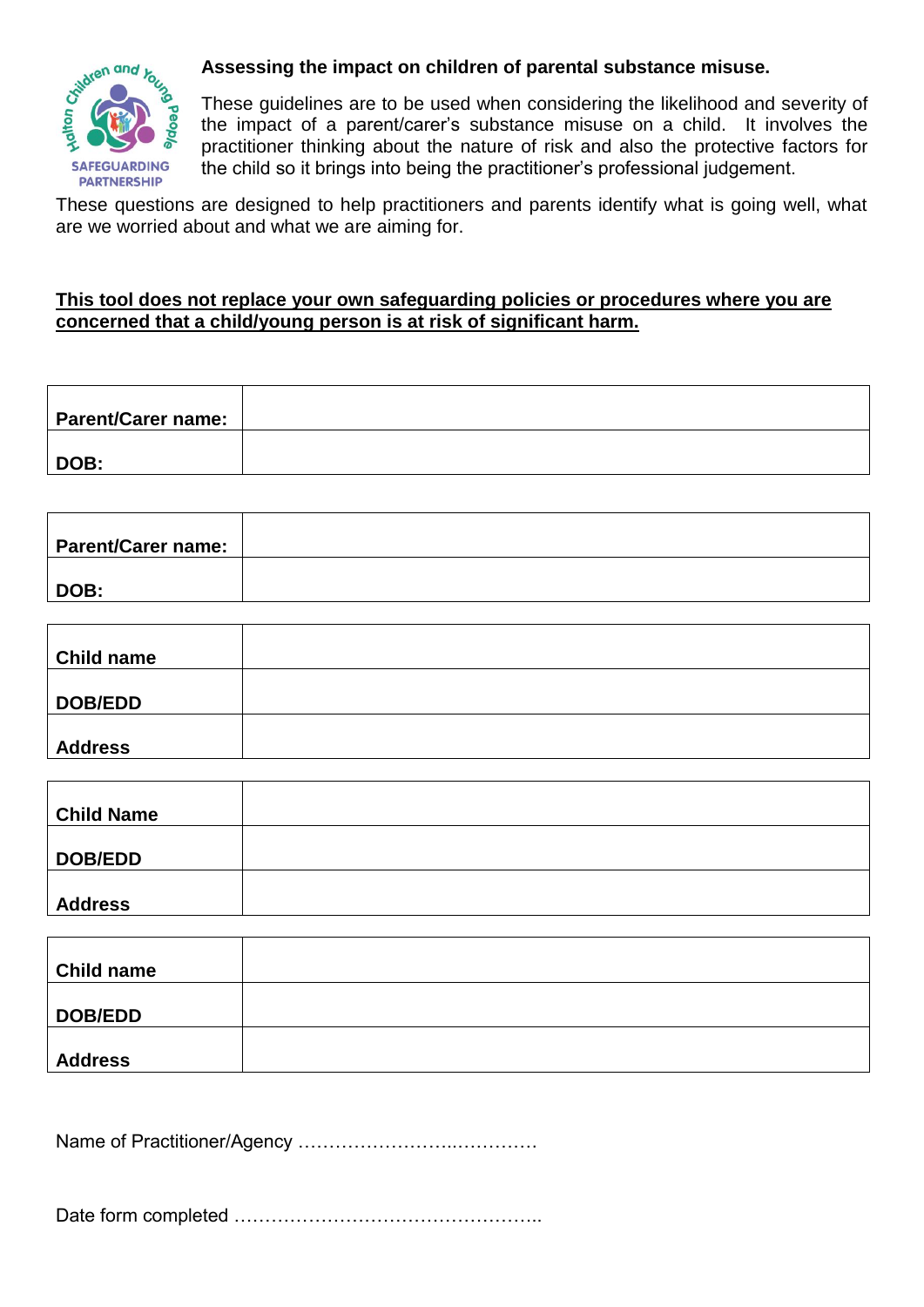## Assessing the impact on children of parental substance misuse.

These guidelines are to be used when considering the likelihood and severity of the impact of a parent/carer's substance misuse on a child. It involves the practitioner thinking about the nature of risk and also the protective factors for the child so it brings into being the practitioner's professional judgement.

These questions are designed to help practitioners and parents identify what is going well, what are we worried about and what we are aiming for.

**<u>This tool does not replace your own safeguarding policies or procedures where you are concerned that a child/young person is at risk of significant harm.</u>**

| **Parent/Carer name:** | |
|---|---|
| **DOB:** | |

| **Parent/Carer name:** | |
|---|---|
| **DOB:** | |

| **Child name** | |
|---|---|
| **DOB/EDD** | |
| **Address** | |

| **Child Name** | |
|---|---|
| **DOB/EDD** | |
| **Address** | |

| **Child name** | |
|---|---|
| **DOB/EDD** | |
| **Address** | |

Name of Practitioner/Agency ……………………..…………

Date form completed …………………………………………..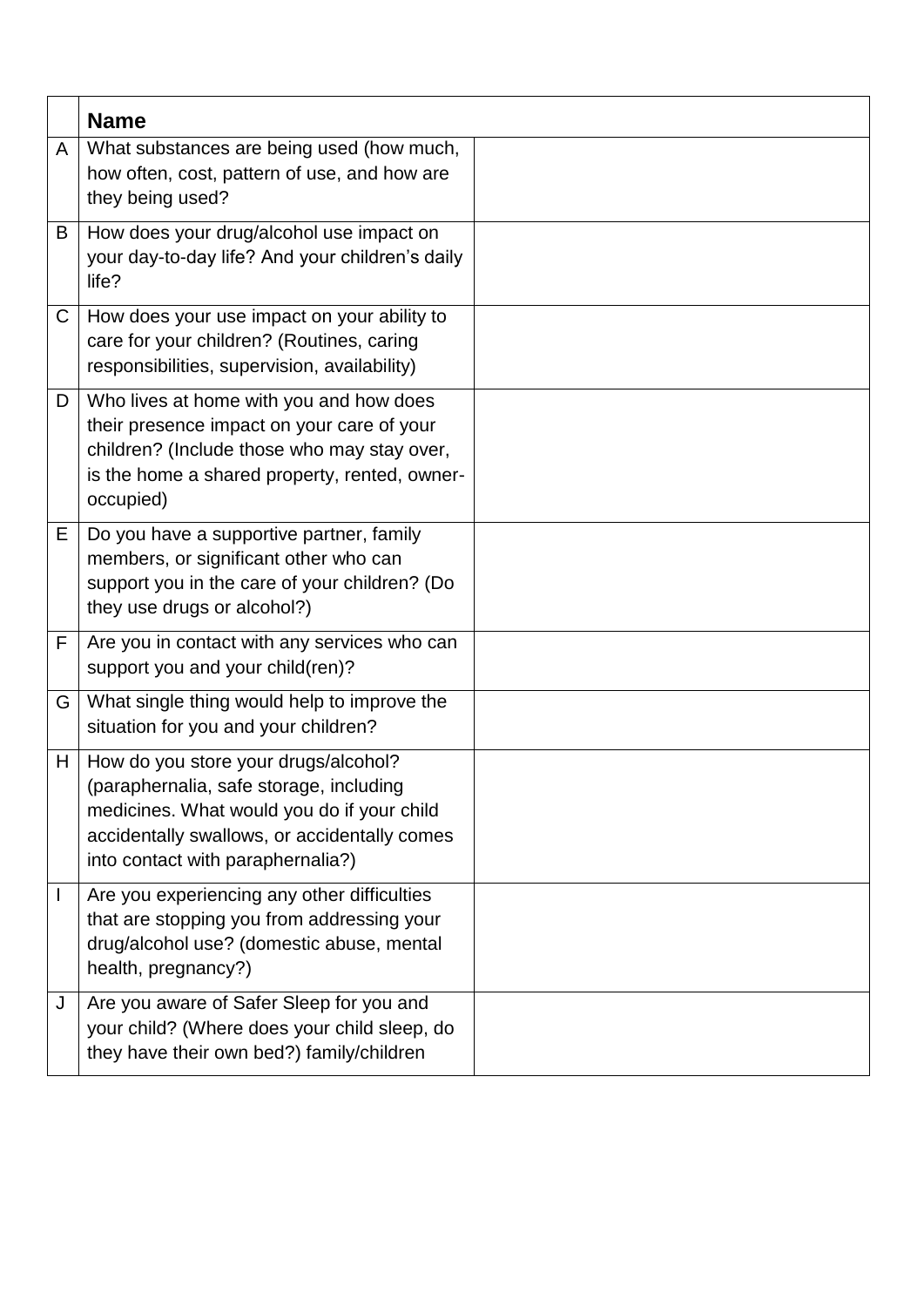| | **Name** | |
|---|---|---|
| A | What substances are being used (how much, how often, cost, pattern of use, and how are they being used? | |
| B | How does your drug/alcohol use impact on your day-to-day life? And your children's daily life? | |
| C | How does your use impact on your ability to care for your children? (Routines, caring responsibilities, supervision, availability) | |
| D | Who lives at home with you and how does their presence impact on your care of your children? (Include those who may stay over, is the home a shared property, rented, owner-occupied) | |
| E | Do you have a supportive partner, family members, or significant other who can support you in the care of your children? (Do they use drugs or alcohol?) | |
| F | Are you in contact with any services who can support you and your child(ren)? | |
| G | What single thing would help to improve the situation for you and your children? | |
| H | How do you store your drugs/alcohol? (paraphernalia, safe storage, including medicines. What would you do if your child accidentally swallows, or accidentally comes into contact with paraphernalia?) | |
| I | Are you experiencing any other difficulties that are stopping you from addressing your drug/alcohol use? (domestic abuse, mental health, pregnancy?) | |
| J | Are you aware of Safer Sleep for you and your child? (Where does your child sleep, do they have their own bed?) family/children | |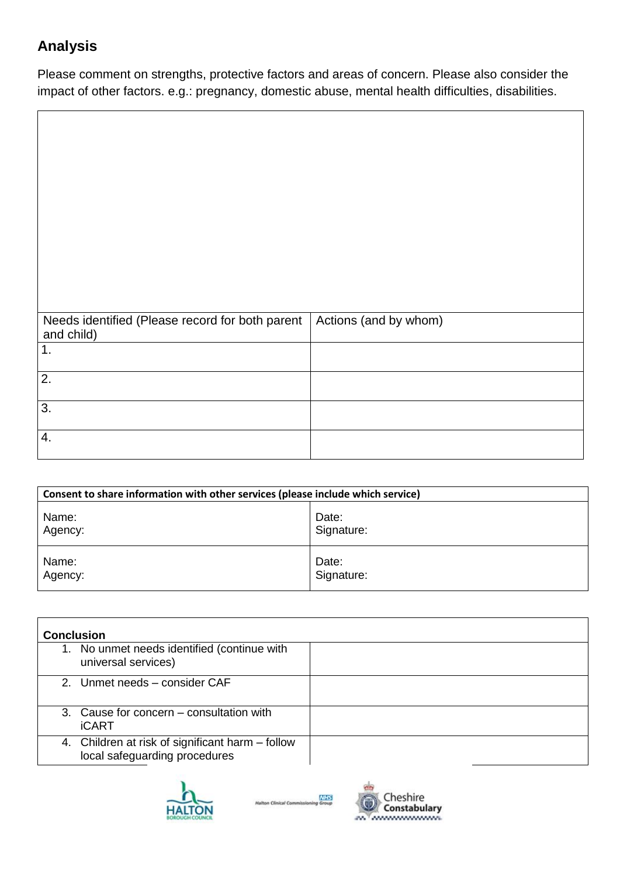## Analysis

Please comment on strengths, protective factors and areas of concern. Please also consider the impact of other factors. e.g.: pregnancy, domestic abuse, mental health difficulties, disabilities.

| Needs identified (Please record for both parent and child) | Actions (and by whom) |
|---|---|
| 1. | |
| 2. | |
| 3. | |
| 4. | |

| **Consent to share information with other services (please include which service)** | |
|---|---|
| Name:<br>Agency: | Date:<br>Signature: |
| Name:<br>Agency: | Date:<br>Signature: |

| **Conclusion** | |
|---|---|
| 1. No unmet needs identified (continue with universal services) | |
| 2. Unmet needs – consider CAF | |
| 3. Cause for concern – consultation with iCART | |
| 4. Children at risk of significant harm – follow local safeguarding procedures | |